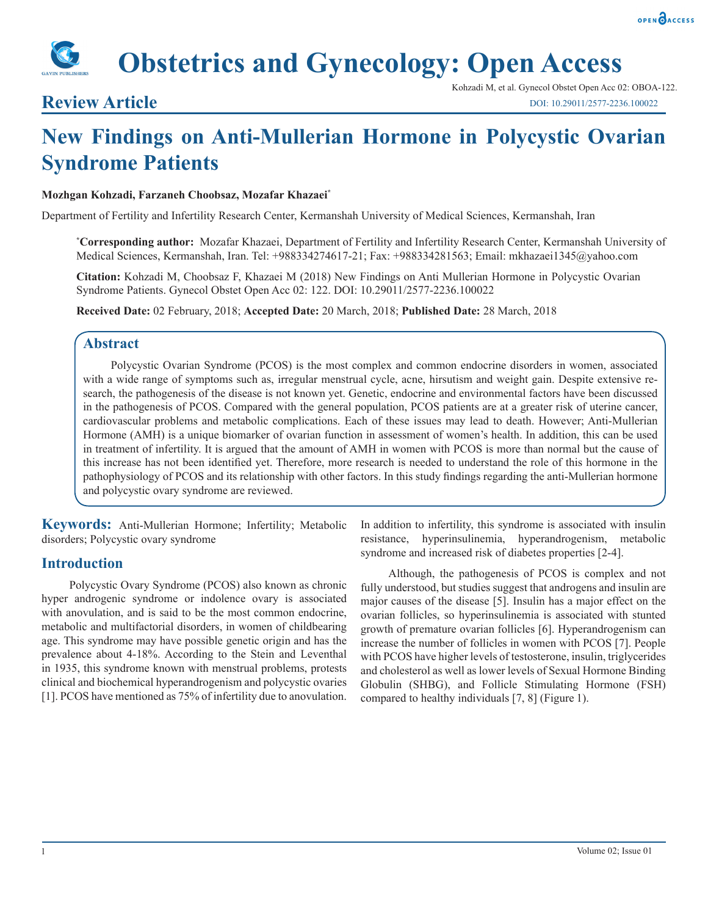# Review Article

# New Findings on Anti-Mullerian Hormone in Polycystic Ovarian Syndrome Patients

**Mozhgan Kohzadi, Farzaneh Choobsaz, Mozafar Khazaei***

Department of Fertility and Infertility Research Center, Kermanshah University of Medical Sciences, Kermanshah, Iran

***Corresponding author:** Mozafar Khazaei, Department of Fertility and Infertility Research Center, Kermanshah University of Medical Sciences, Kermanshah, Iran. Tel: +988334274617-21; Fax: +988334281563; Email: mkhazaei1345@yahoo.com

**Citation:** Kohzadi M, Choobsaz F, Khazaei M (2018) New Findings on Anti Mullerian Hormone in Polycystic Ovarian Syndrome Patients. Gynecol Obstet Open Acc 02: 122. DOI: 10.29011/2577-2236.100022

**Received Date:** 02 February, 2018; **Accepted Date:** 20 March, 2018; **Published Date:** 28 March, 2018

## Abstract

Polycystic Ovarian Syndrome (PCOS) is the most complex and common endocrine disorders in women, associated with a wide range of symptoms such as, irregular menstrual cycle, acne, hirsutism and weight gain. Despite extensive research, the pathogenesis of the disease is not known yet. Genetic, endocrine and environmental factors have been discussed in the pathogenesis of PCOS. Compared with the general population, PCOS patients are at a greater risk of uterine cancer, cardiovascular problems and metabolic complications. Each of these issues may lead to death. However; Anti-Mullerian Hormone (AMH) is a unique biomarker of ovarian function in assessment of women's health. In addition, this can be used in treatment of infertility. It is argued that the amount of AMH in women with PCOS is more than normal but the cause of this increase has not been identified yet. Therefore, more research is needed to understand the role of this hormone in the pathophysiology of PCOS and its relationship with other factors. In this study findings regarding the anti-Mullerian hormone and polycystic ovary syndrome are reviewed.

**Keywords:** Anti-Mullerian Hormone; Infertility; Metabolic disorders; Polycystic ovary syndrome

## Introduction

Polycystic Ovary Syndrome (PCOS) also known as chronic hyper androgenic syndrome or indolence ovary is associated with anovulation, and is said to be the most common endocrine, metabolic and multifactorial disorders, in women of childbearing age. This syndrome may have possible genetic origin and has the prevalence about 4-18%. According to the Stein and Leventhal in 1935, this syndrome known with menstrual problems, protests clinical and biochemical hyperandrogenism and polycystic ovaries [1]. PCOS have mentioned as 75% of infertility due to anovulation. In addition to infertility, this syndrome is associated with insulin resistance, hyperinsulinemia, hyperandrogenism, metabolic syndrome and increased risk of diabetes properties [2-4].

Although, the pathogenesis of PCOS is complex and not fully understood, but studies suggest that androgens and insulin are major causes of the disease [5]. Insulin has a major effect on the ovarian follicles, so hyperinsulinemia is associated with stunted growth of premature ovarian follicles [6]. Hyperandrogenism can increase the number of follicles in women with PCOS [7]. People with PCOS have higher levels of testosterone, insulin, triglycerides and cholesterol as well as lower levels of Sexual Hormone Binding Globulin (SHBG), and Follicle Stimulating Hormone (FSH) compared to healthy individuals [7, 8] (Figure 1).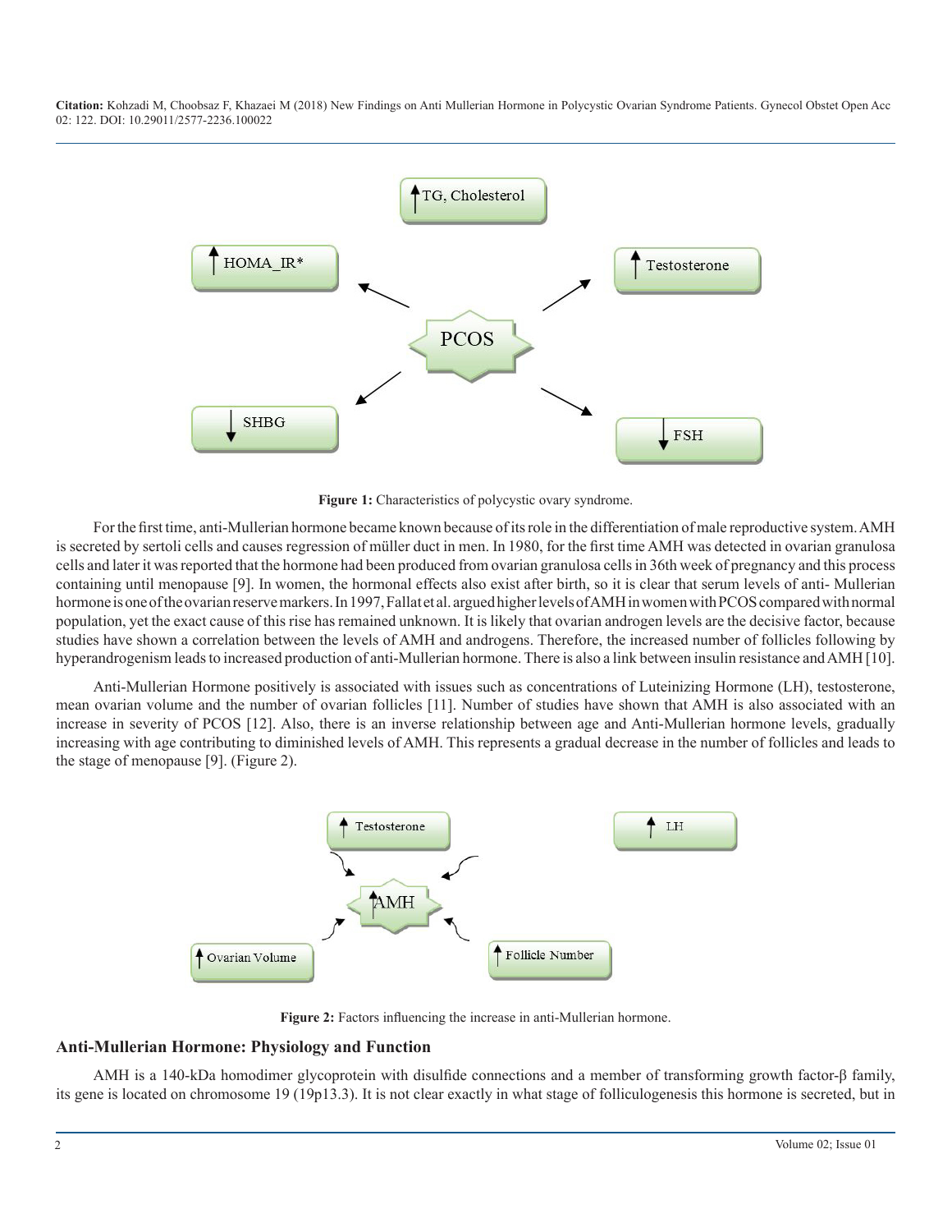Figure 1: Characteristics of polycystic ovary syndrome.

For the first time, anti-Mullerian hormone became known because of its role in the differentiation of male reproductive system. AMH is secreted by sertoli cells and causes regression of müller duct in men. In 1980, for the first time AMH was detected in ovarian granulosa cells and later it was reported that the hormone had been produced from ovarian granulosa cells in 36th week of pregnancy and this process containing until menopause [9]. In women, the hormonal effects also exist after birth, so it is clear that serum levels of anti- Mullerian hormone is one of the ovarian reserve markers. In 1997, Fallat et al. argued higher levels of AMH in women with PCOS compared with normal population, yet the exact cause of this rise has remained unknown. It is likely that ovarian androgen levels are the decisive factor, because studies have shown a correlation between the levels of AMH and androgens. Therefore, the increased number of follicles following by hyperandrogenism leads to increased production of anti-Mullerian hormone. There is also a link between insulin resistance and AMH [10].

Anti-Mullerian Hormone positively is associated with issues such as concentrations of Luteinizing Hormone (LH), testosterone, mean ovarian volume and the number of ovarian follicles [11]. Number of studies have shown that AMH is also associated with an increase in severity of PCOS [12]. Also, there is an inverse relationship between age and Anti-Mullerian hormone levels, gradually increasing with age contributing to diminished levels of AMH. This represents a gradual decrease in the number of follicles and leads to the stage of menopause [9]. (Figure 2).

Figure 2: Factors influencing the increase in anti-Mullerian hormone.

## Anti-Mullerian Hormone: Physiology and Function

AMH is a 140-kDa homodimer glycoprotein with disulfide connections and a member of transforming growth factor-β family, its gene is located on chromosome 19 (19p13.3). It is not clear exactly in what stage of folliculogenesis this hormone is secreted, but in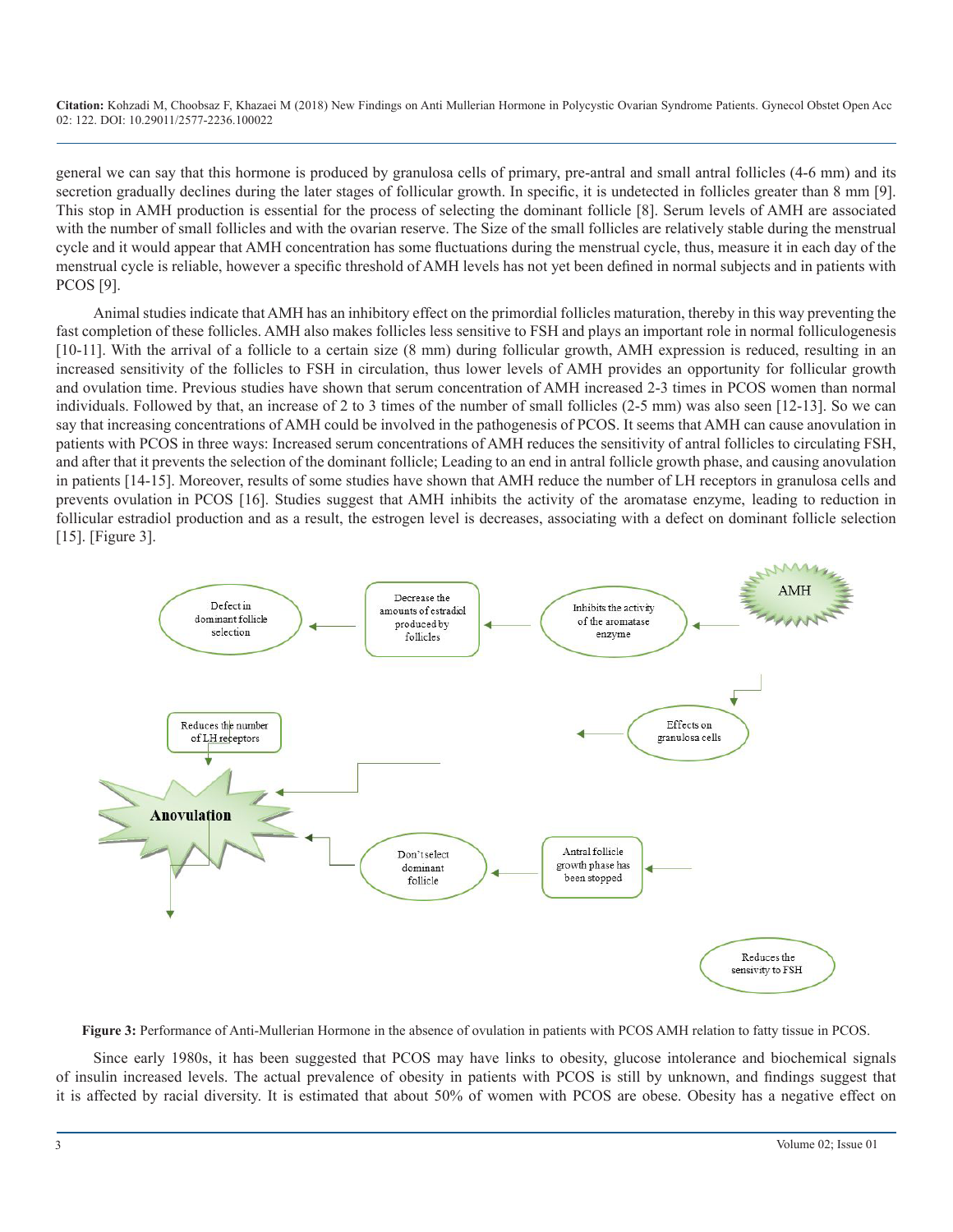general we can say that this hormone is produced by granulosa cells of primary, pre-antral and small antral follicles (4-6 mm) and its secretion gradually declines during the later stages of follicular growth. In specific, it is undetected in follicles greater than 8 mm [9]. This stop in AMH production is essential for the process of selecting the dominant follicle [8]. Serum levels of AMH are associated with the number of small follicles and with the ovarian reserve. The Size of the small follicles are relatively stable during the menstrual cycle and it would appear that AMH concentration has some fluctuations during the menstrual cycle, thus, measure it in each day of the menstrual cycle is reliable, however a specific threshold of AMH levels has not yet been defined in normal subjects and in patients with PCOS [9].

Animal studies indicate that AMH has an inhibitory effect on the primordial follicles maturation, thereby in this way preventing the fast completion of these follicles. AMH also makes follicles less sensitive to FSH and plays an important role in normal folliculogenesis [10-11]. With the arrival of a follicle to a certain size (8 mm) during follicular growth, AMH expression is reduced, resulting in an increased sensitivity of the follicles to FSH in circulation, thus lower levels of AMH provides an opportunity for follicular growth and ovulation time. Previous studies have shown that serum concentration of AMH increased 2-3 times in PCOS women than normal individuals. Followed by that, an increase of 2 to 3 times of the number of small follicles (2-5 mm) was also seen [12-13]. So we can say that increasing concentrations of AMH could be involved in the pathogenesis of PCOS. It seems that AMH can cause anovulation in patients with PCOS in three ways: Increased serum concentrations of AMH reduces the sensitivity of antral follicles to circulating FSH, and after that it prevents the selection of the dominant follicle; Leading to an end in antral follicle growth phase, and causing anovulation in patients [14-15]. Moreover, results of some studies have shown that AMH reduce the number of LH receptors in granulosa cells and prevents ovulation in PCOS [16]. Studies suggest that AMH inhibits the activity of the aromatase enzyme, leading to reduction in follicular estradiol production and as a result, the estrogen level is decreases, associating with a defect on dominant follicle selection [15]. [Figure 3].

AMH → Inhibits the activity of the aromatase enzyme → Decrease the amounts of estradiol produced by follicles → Defect in dominant follicle selection

Effects on granulosa cells; Reduces the number of LH receptors → Anovulation

Reduces the sensivity to FSH → Antral follicle growth phase has been stopped → Don't select dominant follicle → Anovulation

**Figure 3:** Performance of Anti-Mullerian Hormone in the absence of ovulation in patients with PCOS AMH relation to fatty tissue in PCOS.

Since early 1980s, it has been suggested that PCOS may have links to obesity, glucose intolerance and biochemical signals of insulin increased levels. The actual prevalence of obesity in patients with PCOS is still by unknown, and findings suggest that it is affected by racial diversity. It is estimated that about 50% of women with PCOS are obese. Obesity has a negative effect on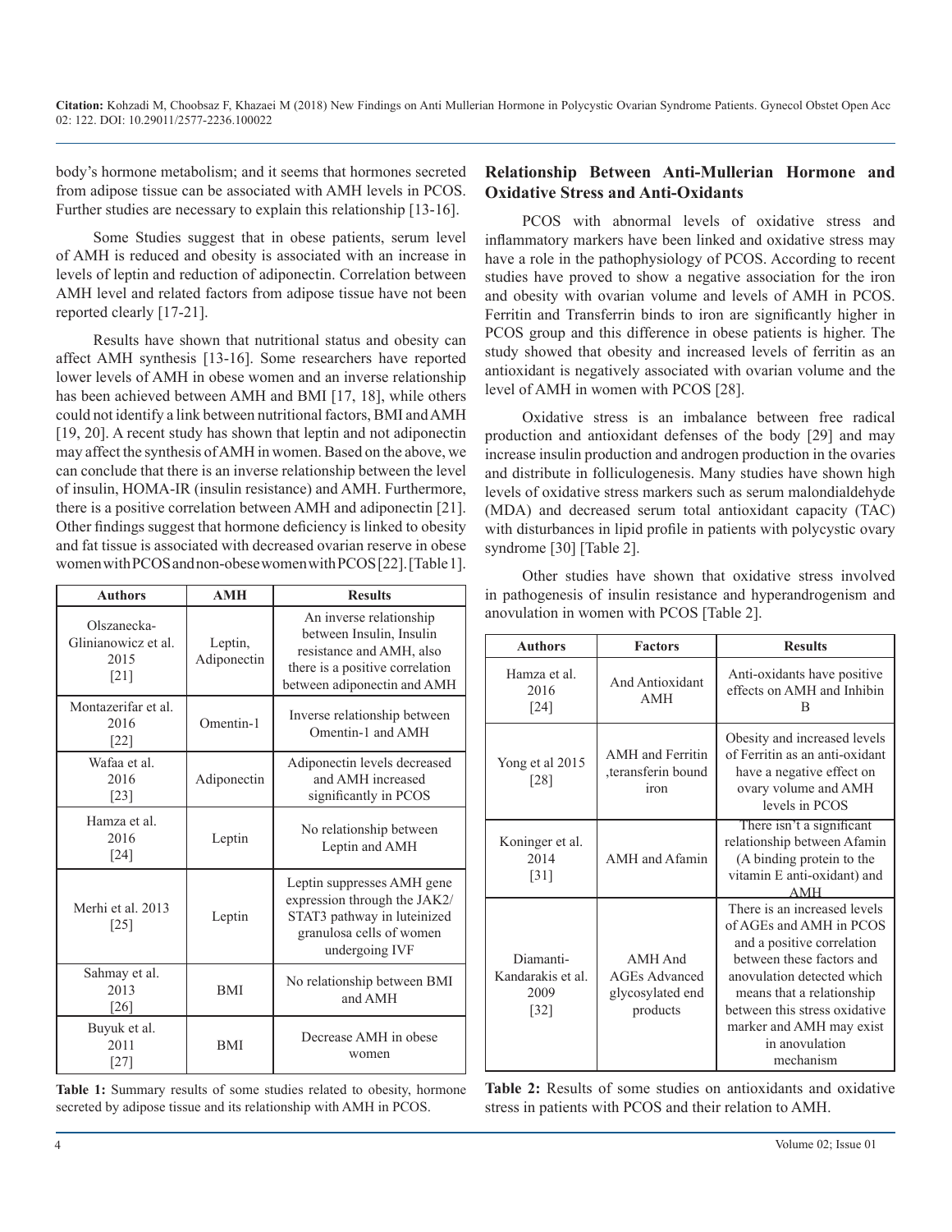body's hormone metabolism; and it seems that hormones secreted from adipose tissue can be associated with AMH levels in PCOS. Further studies are necessary to explain this relationship [13-16].

Some Studies suggest that in obese patients, serum level of AMH is reduced and obesity is associated with an increase in levels of leptin and reduction of adiponectin. Correlation between AMH level and related factors from adipose tissue have not been reported clearly [17-21].

Results have shown that nutritional status and obesity can affect AMH synthesis [13-16]. Some researchers have reported lower levels of AMH in obese women and an inverse relationship has been achieved between AMH and BMI [17, 18], while others could not identify a link between nutritional factors, BMI and AMH [19, 20]. A recent study has shown that leptin and not adiponectin may affect the synthesis of AMH in women. Based on the above, we can conclude that there is an inverse relationship between the level of insulin, HOMA-IR (insulin resistance) and AMH. Furthermore, there is a positive correlation between AMH and adiponectin [21]. Other findings suggest that hormone deficiency is linked to obesity and fat tissue is associated with decreased ovarian reserve in obese women with PCOS and non-obese women with PCOS [22]. [Table 1].

| Authors | AMH | Results |
|---|---|---|
| Olszanecka-Glinianowicz et al. 2015 [21] | Leptin, Adiponectin | An inverse relationship between Insulin, Insulin resistance and AMH, also there is a positive correlation between adiponectin and AMH |
| Montazerifar et al. 2016 [22] | Omentin-1 | Inverse relationship between Omentin-1 and AMH |
| Wafaa et al. 2016 [23] | Adiponectin | Adiponectin levels decreased and AMH increased significantly in PCOS |
| Hamza et al. 2016 [24] | Leptin | No relationship between Leptin and AMH |
| Merhi et al. 2013 [25] | Leptin | Leptin suppresses AMH gene expression through the JAK2/STAT3 pathway in luteinized granulosa cells of women undergoing IVF |
| Sahmay et al. 2013 [26] | BMI | No relationship between BMI and AMH |
| Buyuk et al. 2011 [27] | BMI | Decrease AMH in obese women |

**Table 1:** Summary results of some studies related to obesity, hormone secreted by adipose tissue and its relationship with AMH in PCOS.

## Relationship Between Anti-Mullerian Hormone and Oxidative Stress and Anti-Oxidants

PCOS with abnormal levels of oxidative stress and inflammatory markers have been linked and oxidative stress may have a role in the pathophysiology of PCOS. According to recent studies have proved to show a negative association for the iron and obesity with ovarian volume and levels of AMH in PCOS. Ferritin and Transferrin binds to iron are significantly higher in PCOS group and this difference in obese patients is higher. The study showed that obesity and increased levels of ferritin as an antioxidant is negatively associated with ovarian volume and the level of AMH in women with PCOS [28].

Oxidative stress is an imbalance between free radical production and antioxidant defenses of the body [29] and may increase insulin production and androgen production in the ovaries and distribute in folliculogenesis. Many studies have shown high levels of oxidative stress markers such as serum malondialdehyde (MDA) and decreased serum total antioxidant capacity (TAC) with disturbances in lipid profile in patients with polycystic ovary syndrome [30] [Table 2].

Other studies have shown that oxidative stress involved in pathogenesis of insulin resistance and hyperandrogenism and anovulation in women with PCOS [Table 2].

| Authors | Factors | Results |
|---|---|---|
| Hamza et al. 2016 [24] | And Antioxidant AMH | Anti-oxidants have positive effects on AMH and Inhibin B |
| Yong et al 2015 [28] | AMH and Ferritin ,teransferin bound iron | Obesity and increased levels of Ferritin as an anti-oxidant have a negative effect on ovary volume and AMH levels in PCOS |
| Koninger et al. 2014 [31] | AMH and Afamin | There isn't a significant relationship between Afamin (A binding protein to the vitamin E anti-oxidant) and AMH |
| Diamanti-Kandarakis et al. 2009 [32] | AMH And AGEs Advanced glycosylated end products | There is an increased levels of AGEs and AMH in PCOS and a positive correlation between these factors and anovulation detected which means that a relationship between this stress oxidative marker and AMH may exist in anovulation mechanism |

**Table 2:** Results of some studies on antioxidants and oxidative stress in patients with PCOS and their relation to AMH.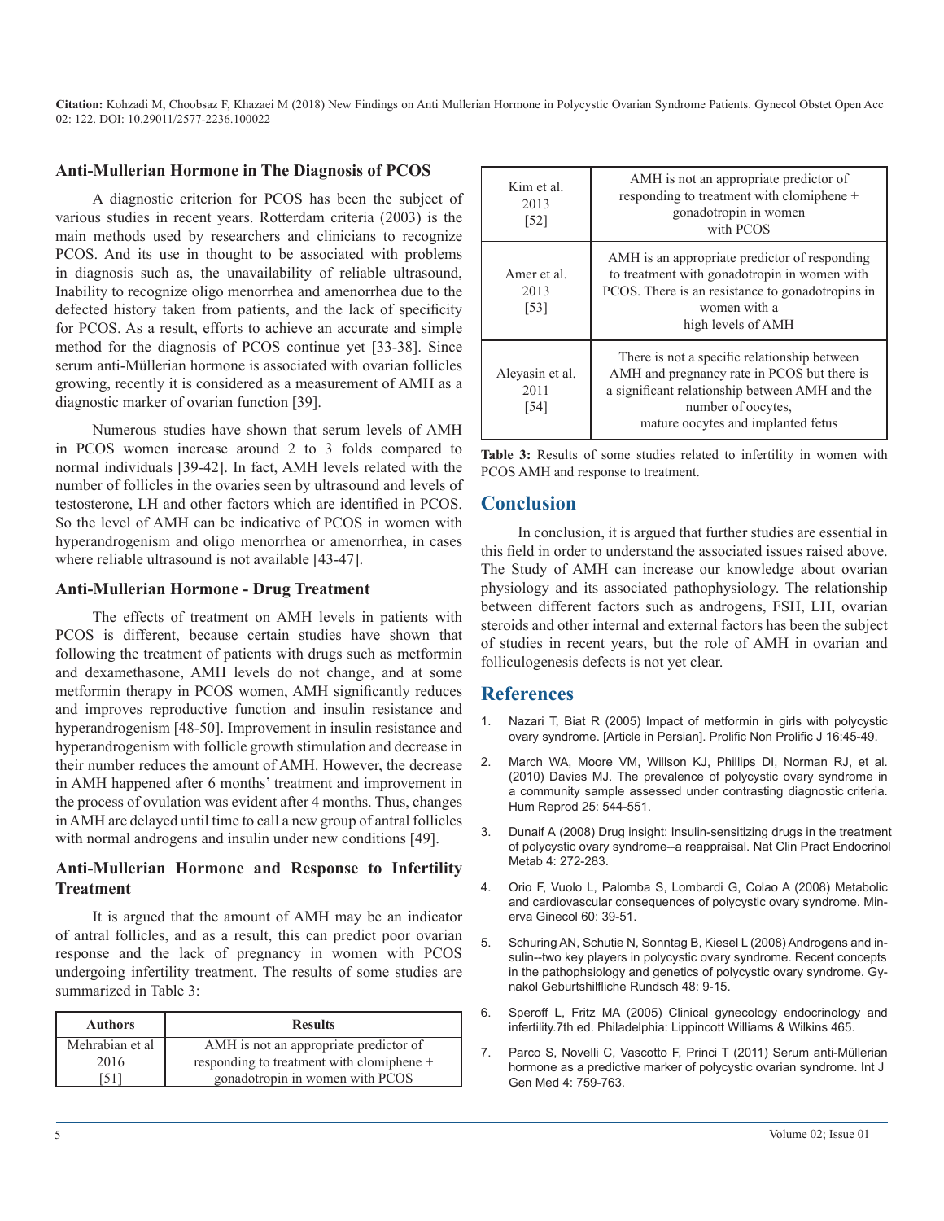## Anti-Mullerian Hormone in The Diagnosis of PCOS

A diagnostic criterion for PCOS has been the subject of various studies in recent years. Rotterdam criteria (2003) is the main methods used by researchers and clinicians to recognize PCOS. And its use in thought to be associated with problems in diagnosis such as, the unavailability of reliable ultrasound, Inability to recognize oligo menorrhea and amenorrhea due to the defected history taken from patients, and the lack of specificity for PCOS. As a result, efforts to achieve an accurate and simple method for the diagnosis of PCOS continue yet [33-38]. Since serum anti-Müllerian hormone is associated with ovarian follicles growing, recently it is considered as a measurement of AMH as a diagnostic marker of ovarian function [39].

Numerous studies have shown that serum levels of AMH in PCOS women increase around 2 to 3 folds compared to normal individuals [39-42]. In fact, AMH levels related with the number of follicles in the ovaries seen by ultrasound and levels of testosterone, LH and other factors which are identified in PCOS. So the level of AMH can be indicative of PCOS in women with hyperandrogenism and oligo menorrhea or amenorrhea, in cases where reliable ultrasound is not available [43-47].

## Anti-Mullerian Hormone - Drug Treatment

The effects of treatment on AMH levels in patients with PCOS is different, because certain studies have shown that following the treatment of patients with drugs such as metformin and dexamethasone, AMH levels do not change, and at some metformin therapy in PCOS women, AMH significantly reduces and improves reproductive function and insulin resistance and hyperandrogenism [48-50]. Improvement in insulin resistance and hyperandrogenism with follicle growth stimulation and decrease in their number reduces the amount of AMH. However, the decrease in AMH happened after 6 months' treatment and improvement in the process of ovulation was evident after 4 months. Thus, changes in AMH are delayed until time to call a new group of antral follicles with normal androgens and insulin under new conditions [49].

## Anti-Mullerian Hormone and Response to Infertility Treatment

It is argued that the amount of AMH may be an indicator of antral follicles, and as a result, this can predict poor ovarian response and the lack of pregnancy in women with PCOS undergoing infertility treatment. The results of some studies are summarized in Table 3:

| Authors | Results |
|---|---|
| Mehrabian et al 2016 [51] | AMH is not an appropriate predictor of responding to treatment with clomiphene + gonadotropin in women with PCOS |
| Kim et al. 2013 [52] | AMH is not an appropriate predictor of responding to treatment with clomiphene + gonadotropin in women with PCOS |
| Amer et al. 2013 [53] | AMH is an appropriate predictor of responding to treatment with gonadotropin in women with PCOS. There is an resistance to gonadotropins in women with a high levels of AMH |
| Aleyasin et al. 2011 [54] | There is not a specific relationship between AMH and pregnancy rate in PCOS but there is a significant relationship between AMH and the number of oocytes, mature oocytes and implanted fetus |

**Table 3:** Results of some studies related to infertility in women with PCOS AMH and response to treatment.

## Conclusion

In conclusion, it is argued that further studies are essential in this field in order to understand the associated issues raised above. The Study of AMH can increase our knowledge about ovarian physiology and its associated pathophysiology. The relationship between different factors such as androgens, FSH, LH, ovarian steroids and other internal and external factors has been the subject of studies in recent years, but the role of AMH in ovarian and folliculogenesis defects is not yet clear.

## References

1. Nazari T, Biat R (2005) Impact of metformin in girls with polycystic ovary syndrome. [Article in Persian]. Prolific Non Prolific J 16:45-49.
2. March WA, Moore VM, Willson KJ, Phillips DI, Norman RJ, et al. (2010) Davies MJ. The prevalence of polycystic ovary syndrome in a community sample assessed under contrasting diagnostic criteria. Hum Reprod 25: 544-551.
3. Dunaif A (2008) Drug insight: Insulin-sensitizing drugs in the treatment of polycystic ovary syndrome--a reappraisal. Nat Clin Pract Endocrinol Metab 4: 272-283.
4. Orio F, Vuolo L, Palomba S, Lombardi G, Colao A (2008) Metabolic and cardiovascular consequences of polycystic ovary syndrome. Minerva Ginecol 60: 39-51.
5. Schuring AN, Schutie N, Sonntag B, Kiesel L (2008) Androgens and insulin--two key players in polycystic ovary syndrome. Recent concepts in the pathophsiology and genetics of polycystic ovary syndrome. Gynakol Geburtshilfliche Rundsch 48: 9-15.
6. Speroff L, Fritz MA (2005) Clinical gynecology endocrinology and infertility.7th ed. Philadelphia: Lippincott Williams & Wilkins 465.
7. Parco S, Novelli C, Vascotto F, Princi T (2011) Serum anti-Müllerian hormone as a predictive marker of polycystic ovarian syndrome. Int J Gen Med 4: 759-763.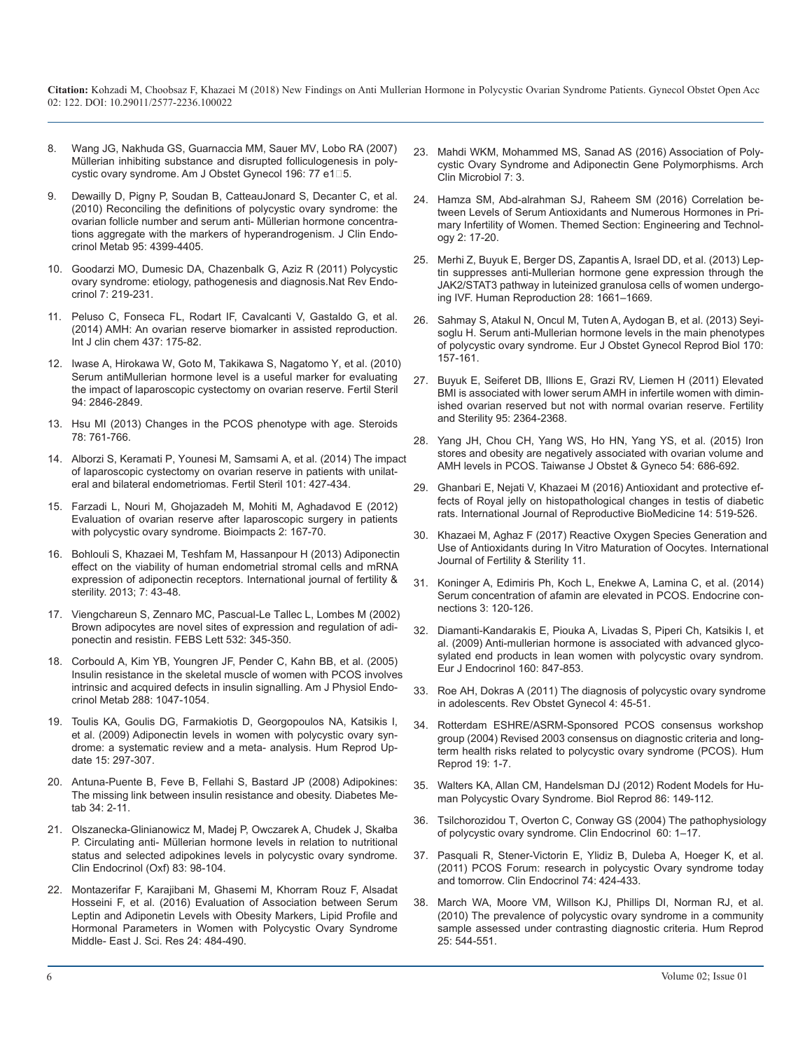8. Wang JG, Nakhuda GS, Guarnaccia MM, Sauer MV, Lobo RA (2007) Müllerian inhibiting substance and disrupted folliculogenesis in polycystic ovary syndrome. Am J Obstet Gynecol 196: 77 e1‑5.

9. Dewailly D, Pigny P, Soudan B, CatteauJonard S, Decanter C, et al. (2010) Reconciling the definitions of polycystic ovary syndrome: the ovarian follicle number and serum anti- Müllerian hormone concentrations aggregate with the markers of hyperandrogenism. J Clin Endocrinol Metab 95: 4399-4405.

10. Goodarzi MO, Dumesic DA, Chazenbalk G, Aziz R (2011) Polycystic ovary syndrome: etiology, pathogenesis and diagnosis.Nat Rev Endocrinol 7: 219-231.

11. Peluso C, Fonseca FL, Rodart IF, Cavalcanti V, Gastaldo G, et al. (2014) AMH: An ovarian reserve biomarker in assisted reproduction. Int J clin chem 437: 175-82.

12. Iwase A, Hirokawa W, Goto M, Takikawa S, Nagatomo Y, et al. (2010) Serum antiMullerian hormone level is a useful marker for evaluating the impact of laparoscopic cystectomy on ovarian reserve. Fertil Steril 94: 2846-2849.

13. Hsu MI (2013) Changes in the PCOS phenotype with age. Steroids 78: 761-766.

14. Alborzi S, Keramati P, Younesi M, Samsami A, et al. (2014) The impact of laparoscopic cystectomy on ovarian reserve in patients with unilateral and bilateral endometriomas. Fertil Steril 101: 427-434.

15. Farzadi L, Nouri M, Ghojazadeh M, Mohiti M, Aghadavod E (2012) Evaluation of ovarian reserve after laparoscopic surgery in patients with polycystic ovary syndrome. Bioimpacts 2: 167-70.

16. Bohlouli S, Khazaei M, Teshfam M, Hassanpour H (2013) Adiponectin effect on the viability of human endometrial stromal cells and mRNA expression of adiponectin receptors. International journal of fertility & sterility. 2013; 7: 43-48.

17. Viengchareun S, Zennaro MC, Pascual-Le Tallec L, Lombes M (2002) Brown adipocytes are novel sites of expression and regulation of adiponectin and resistin. FEBS Lett 532: 345-350.

18. Corbould A, Kim YB, Youngren JF, Pender C, Kahn BB, et al. (2005) Insulin resistance in the skeletal muscle of women with PCOS involves intrinsic and acquired defects in insulin signalling. Am J Physiol Endocrinol Metab 288: 1047-1054.

19. Toulis KA, Goulis DG, Farmakiotis D, Georgopoulos NA, Katsikis I, et al. (2009) Adiponectin levels in women with polycystic ovary syndrome: a systematic review and a meta- analysis. Hum Reprod Update 15: 297-307.

20. Antuna-Puente B, Feve B, Fellahi S, Bastard JP (2008) Adipokines: The missing link between insulin resistance and obesity. Diabetes Metab 34: 2-11.

21. Olszanecka-Glinianowicz M, Madej P, Owczarek A, Chudek J, Skałba P. Circulating anti- Müllerian hormone levels in relation to nutritional status and selected adipokines levels in polycystic ovary syndrome. Clin Endocrinol (Oxf) 83: 98-104.

22. Montazerifar F, Karajibani M, Ghasemi M, Khorram Rouz F, Alsadat Hosseini F, et al. (2016) Evaluation of Association between Serum Leptin and Adiponetin Levels with Obesity Markers, Lipid Profile and Hormonal Parameters in Women with Polycystic Ovary Syndrome Middle- East J. Sci. Res 24: 484-490.

23. Mahdi WKM, Mohammed MS, Sanad AS (2016) Association of Polycystic Ovary Syndrome and Adiponectin Gene Polymorphisms. Arch Clin Microbiol 7: 3.

24. Hamza SM, Abd-alrahman SJ, Raheem SM (2016) Correlation between Levels of Serum Antioxidants and Numerous Hormones in Primary Infertility of Women. Themed Section: Engineering and Technology 2: 17-20.

25. Merhi Z, Buyuk E, Berger DS, Zapantis A, Israel DD, et al. (2013) Leptin suppresses anti-Mullerian hormone gene expression through the JAK2/STAT3 pathway in luteinized granulosa cells of women undergoing IVF. Human Reproduction 28: 1661–1669.

26. Sahmay S, Atakul N, Oncul M, Tuten A, Aydogan B, et al. (2013) Seyisoglu H. Serum anti-Mullerian hormone levels in the main phenotypes of polycystic ovary syndrome. Eur J Obstet Gynecol Reprod Biol 170: 157-161.

27. Buyuk E, Seiferet DB, Illions E, Grazi RV, Liemen H (2011) Elevated BMI is associated with lower serum AMH in infertile women with diminished ovarian reserved but not with normal ovarian reserve. Fertility and Sterility 95: 2364-2368.

28. Yang JH, Chou CH, Yang WS, Ho HN, Yang YS, et al. (2015) Iron stores and obesity are negatively associated with ovarian volume and AMH levels in PCOS. Taiwanse J Obstet & Gyneco 54: 686-692.

29. Ghanbari E, Nejati V, Khazaei M (2016) Antioxidant and protective effects of Royal jelly on histopathological changes in testis of diabetic rats. International Journal of Reproductive BioMedicine 14: 519-526.

30. Khazaei M, Aghaz F (2017) Reactive Oxygen Species Generation and Use of Antioxidants during In Vitro Maturation of Oocytes. International Journal of Fertility & Sterility 11.

31. Koninger A, Edimiris Ph, Koch L, Enekwe A, Lamina C, et al. (2014) Serum concentration of afamin are elevated in PCOS. Endocrine connections 3: 120-126.

32. Diamanti-Kandarakis E, Piouka A, Livadas S, Piperi Ch, Katsikis I, et al. (2009) Anti-mullerian hormone is associated with advanced glycosylated end products in lean women with polycystic ovary syndrom. Eur J Endocrinol 160: 847-853.

33. Roe AH, Dokras A (2011) The diagnosis of polycystic ovary syndrome in adolescents. Rev Obstet Gynecol 4: 45-51.

34. Rotterdam ESHRE/ASRM-Sponsored PCOS consensus workshop group (2004) Revised 2003 consensus on diagnostic criteria and long-term health risks related to polycystic ovary syndrome (PCOS). Hum Reprod 19: 1-7.

35. Walters KA, Allan CM, Handelsman DJ (2012) Rodent Models for Human Polycystic Ovary Syndrome. Biol Reprod 86: 149-112.

36. Tsilchorozidou T, Overton C, Conway GS (2004) The pathophysiology of polycystic ovary syndrome. Clin Endocrinol 60: 1–17.

37. Pasquali R, Stener-Victorin E, Ylidiz B, Duleba A, Hoeger K, et al. (2011) PCOS Forum: research in polycystic Ovary syndrome today and tomorrow. Clin Endocrinol 74: 424-433.

38. March WA, Moore VM, Willson KJ, Phillips DI, Norman RJ, et al. (2010) The prevalence of polycystic ovary syndrome in a community sample assessed under contrasting diagnostic criteria. Hum Reprod 25: 544-551.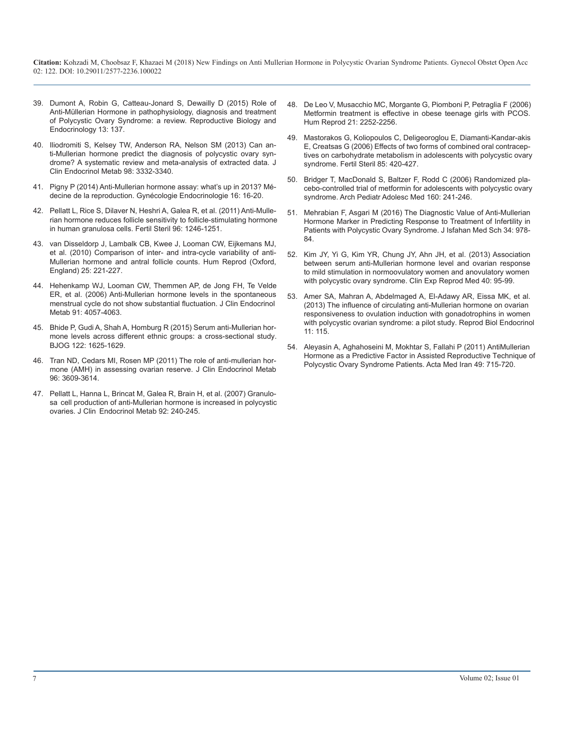39. Dumont A, Robin G, Catteau-Jonard S, Dewailly D (2015) Role of Anti-Müllerian Hormone in pathophysiology, diagnosis and treatment of Polycystic Ovary Syndrome: a review. Reproductive Biology and Endocrinology 13: 137.

40. Iliodromiti S, Kelsey TW, Anderson RA, Nelson SM (2013) Can anti-Mullerian hormone predict the diagnosis of polycystic ovary syndrome? A systematic review and meta-analysis of extracted data. J Clin Endocrinol Metab 98: 3332-3340.

41. Pigny P (2014) Anti-Mullerian hormone assay: what's up in 2013? Médecine de la reproduction. Gynécologie Endocrinologie 16: 16-20.

42. Pellatt L, Rice S, Dilaver N, Heshri A, Galea R, et al. (2011) Anti-Mullerian hormone reduces follicle sensitivity to follicle-stimulating hormone in human granulosa cells. Fertil Steril 96: 1246-1251.

43. van Disseldorp J, Lambalk CB, Kwee J, Looman CW, Eijkemans MJ, et al. (2010) Comparison of inter- and intra-cycle variability of anti-Mullerian hormone and antral follicle counts. Hum Reprod (Oxford, England) 25: 221-227.

44. Hehenkamp WJ, Looman CW, Themmen AP, de Jong FH, Te Velde ER, et al. (2006) Anti-Mullerian hormone levels in the spontaneous menstrual cycle do not show substantial fluctuation. J Clin Endocrinol Metab 91: 4057-4063.

45. Bhide P, Gudi A, Shah A, Homburg R (2015) Serum anti-Mullerian hormone levels across different ethnic groups: a cross-sectional study. BJOG 122: 1625-1629.

46. Tran ND, Cedars MI, Rosen MP (2011) The role of anti-mullerian hormone (AMH) in assessing ovarian reserve. J Clin Endocrinol Metab 96: 3609-3614.

47. Pellatt L, Hanna L, Brincat M, Galea R, Brain H, et al. (2007) Granulosa cell production of anti-Mullerian hormone is increased in polycystic ovaries. J Clin Endocrinol Metab 92: 240-245.

48. De Leo V, Musacchio MC, Morgante G, Piomboni P, Petraglia F (2006) Metformin treatment is effective in obese teenage girls with PCOS. Hum Reprod 21: 2252-2256.

49. Mastorakos G, Koliopoulos C, Deligeoroglou E, Diamanti-Kandar-akis E, Creatsas G (2006) Effects of two forms of combined oral contraceptives on carbohydrate metabolism in adolescents with polycystic ovary syndrome. Fertil Steril 85: 420-427.

50. Bridger T, MacDonald S, Baltzer F, Rodd C (2006) Randomized placebo-controlled trial of metformin for adolescents with polycystic ovary syndrome. Arch Pediatr Adolesc Med 160: 241-246.

51. Mehrabian F, Asgari M (2016) The Diagnostic Value of Anti-Mullerian Hormone Marker in Predicting Response to Treatment of Infertility in Patients with Polycystic Ovary Syndrome. J Isfahan Med Sch 34: 978-84.

52. Kim JY, Yi G, Kim YR, Chung JY, Ahn JH, et al. (2013) Association between serum anti-Mullerian hormone level and ovarian response to mild stimulation in normoovulatory women and anovulatory women with polycystic ovary syndrome. Clin Exp Reprod Med 40: 95-99.

53. Amer SA, Mahran A, Abdelmaged A, El-Adawy AR, Eissa MK, et al. (2013) The influence of circulating anti-Mullerian hormone on ovarian responsiveness to ovulation induction with gonadotrophins in women with polycystic ovarian syndrome: a pilot study. Reprod Biol Endocrinol 11: 115.

54. Aleyasin A, Aghahoseini M, Mokhtar S, Fallahi P (2011) AntiMullerian Hormone as a Predictive Factor in Assisted Reproductive Technique of Polycystic Ovary Syndrome Patients. Acta Med Iran 49: 715-720.